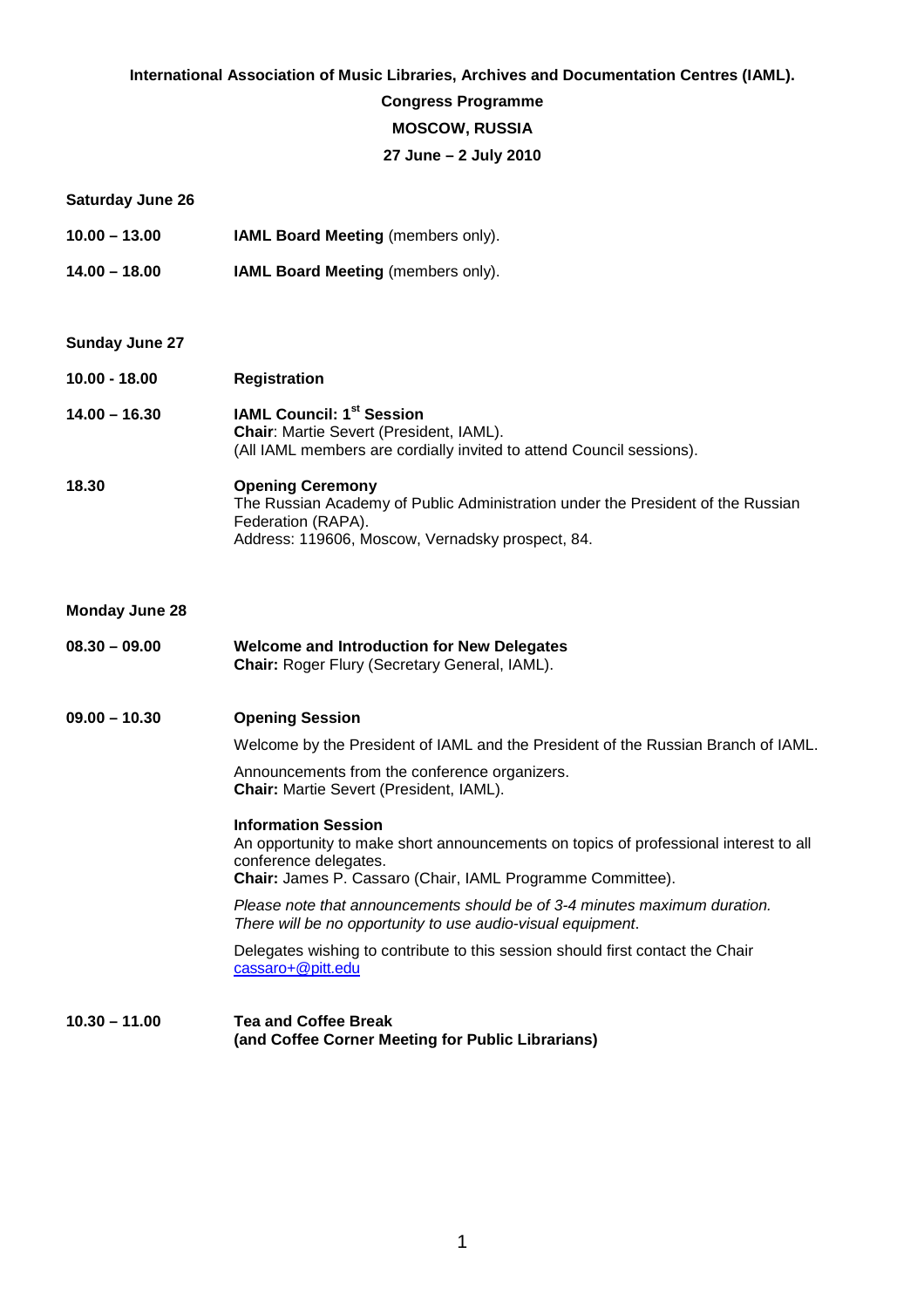**International Association of Music Libraries, Archives and Documentation Centres (IAML).**

**Congress Programme**

**MOSCOW, RUSSIA**

**27 June – 2 July 2010**

**Saturday June 26**

**10.00 – 13.00** **IAML Board Meeting** (members only).

**14.00 – 18.00** **IAML Board Meeting** (members only).

**Sunday June 27**

**10.00 - 18.00** **Registration**

**14.00 – 16.30** **IAML Council: 1st Session**
**Chair**: Martie Severt (President, IAML).
(All IAML members are cordially invited to attend Council sessions).

**18.30** **Opening Ceremony**
The Russian Academy of Public Administration under the President of the Russian Federation (RAPA).
Address: 119606, Moscow, Vernadsky prospect, 84.

**Monday June 28**

**08.30 – 09.00** **Welcome and Introduction for New Delegates**
**Chair:** Roger Flury (Secretary General, IAML).

**09.00 – 10.30** **Opening Session**

Welcome by the President of IAML and the President of the Russian Branch of IAML.

Announcements from the conference organizers.
**Chair:** Martie Severt (President, IAML).

**Information Session**
An opportunity to make short announcements on topics of professional interest to all conference delegates.
**Chair:** James P. Cassaro (Chair, IAML Programme Committee).

*Please note that announcements should be of 3-4 minutes maximum duration. There will be no opportunity to use audio-visual equipment.*

Delegates wishing to contribute to this session should first contact the Chair cassaro+@pitt.edu

**10.30 – 11.00** **Tea and Coffee Break**
**(and Coffee Corner Meeting for Public Librarians)**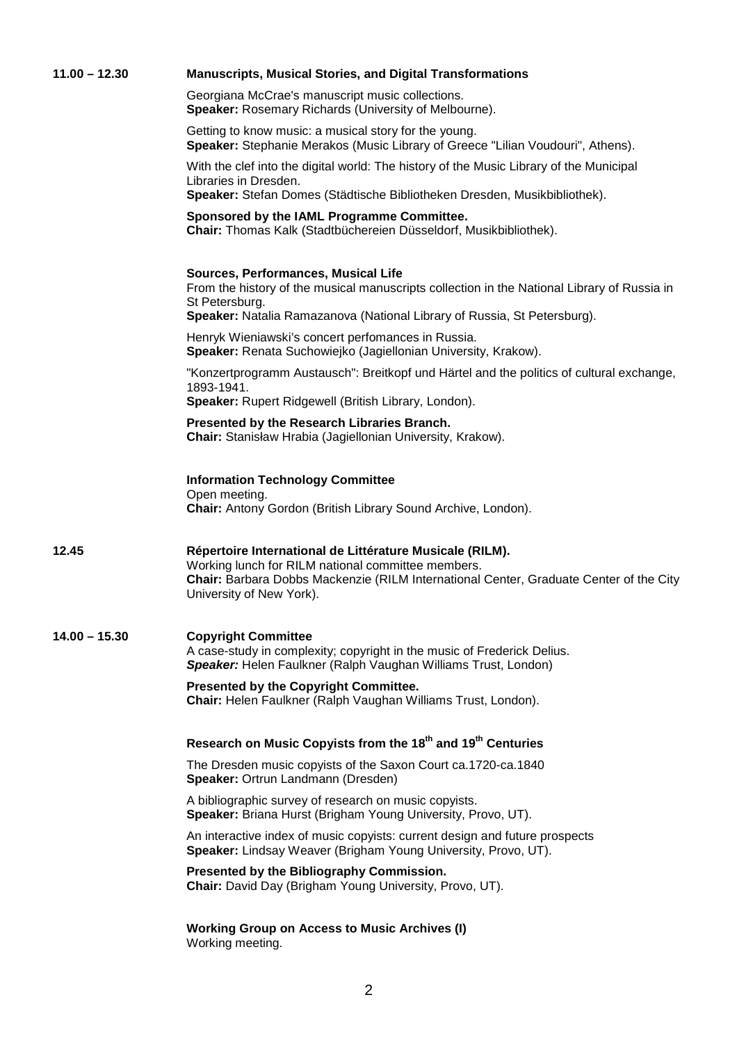**11.00 – 12.30** **Manuscripts, Musical Stories, and Digital Transformations**

Georgiana McCrae's manuscript music collections.
**Speaker:** Rosemary Richards (University of Melbourne).

Getting to know music: a musical story for the young.
**Speaker:** Stephanie Merakos (Music Library of Greece "Lilian Voudouri", Athens).

With the clef into the digital world: The history of the Music Library of the Municipal Libraries in Dresden.
**Speaker:** Stefan Domes (Städtische Bibliotheken Dresden, Musikbibliothek).

**Sponsored by the IAML Programme Committee.**
**Chair:** Thomas Kalk (Stadtbüchereien Düsseldorf, Musikbibliothek).

**Sources, Performances, Musical Life**
From the history of the musical manuscripts collection in the National Library of Russia in St Petersburg.
**Speaker:** Natalia Ramazanova (National Library of Russia, St Petersburg).

Henryk Wieniawski's concert perfomances in Russia.
**Speaker:** Renata Suchowiejko (Jagiellonian University, Krakow).

"Konzertprogramm Austausch": Breitkopf und Härtel and the politics of cultural exchange, 1893-1941.
**Speaker:** Rupert Ridgewell (British Library, London).

**Presented by the Research Libraries Branch.**
**Chair:** Stanisław Hrabia (Jagiellonian University, Krakow).

**Information Technology Committee**
Open meeting.
**Chair:** Antony Gordon (British Library Sound Archive, London).

**12.45** **Répertoire International de Littérature Musicale (RILM).**
Working lunch for RILM national committee members.
**Chair:** Barbara Dobbs Mackenzie (RILM International Center, Graduate Center of the City University of New York).

**14.00 – 15.30** **Copyright Committee**
A case-study in complexity; copyright in the music of Frederick Delius.
***Speaker:*** Helen Faulkner (Ralph Vaughan Williams Trust, London)

**Presented by the Copyright Committee.**
**Chair:** Helen Faulkner (Ralph Vaughan Williams Trust, London).

**Research on Music Copyists from the 18th and 19th Centuries**

The Dresden music copyists of the Saxon Court ca.1720-ca.1840
**Speaker:** Ortrun Landmann (Dresden)

A bibliographic survey of research on music copyists.
**Speaker:** Briana Hurst (Brigham Young University, Provo, UT).

An interactive index of music copyists: current design and future prospects
**Speaker:** Lindsay Weaver (Brigham Young University, Provo, UT).

**Presented by the Bibliography Commission.**
**Chair:** David Day (Brigham Young University, Provo, UT).

**Working Group on Access to Music Archives (I)**
Working meeting.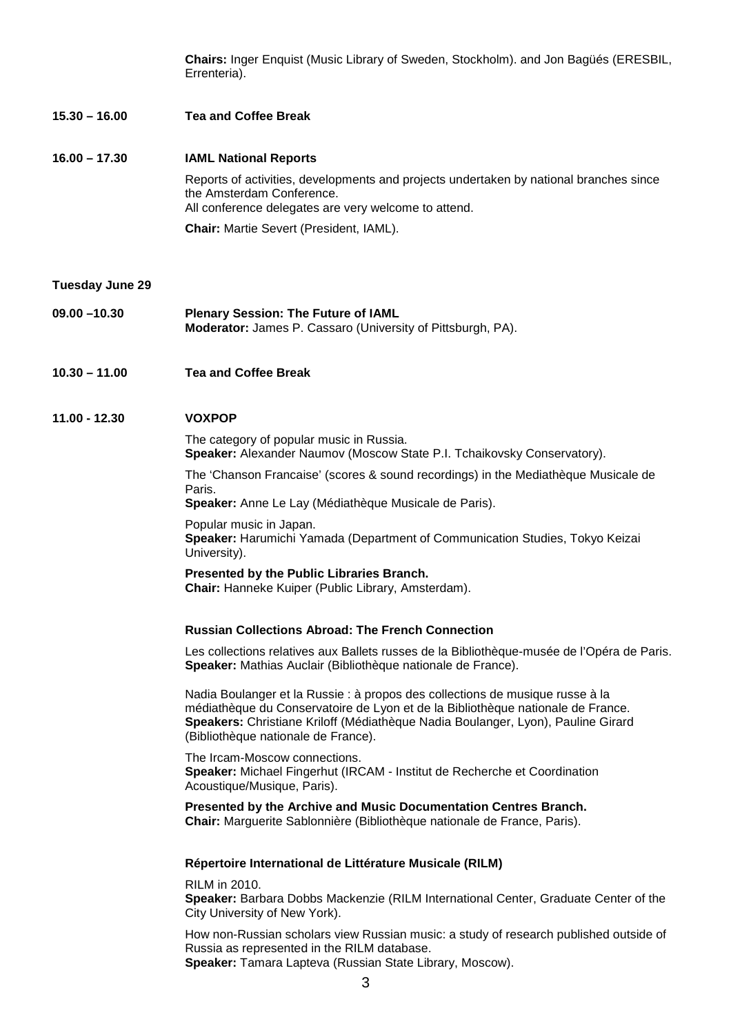**Chairs:** Inger Enquist (Music Library of Sweden, Stockholm). and Jon Bagüés (ERESBIL, Errenteria).

**15.30 – 16.00** **Tea and Coffee Break**

**16.00 – 17.30** **IAML National Reports**

Reports of activities, developments and projects undertaken by national branches since the Amsterdam Conference.
All conference delegates are very welcome to attend.

**Chair:** Martie Severt (President, IAML).

**Tuesday June 29**

**09.00 –10.30** **Plenary Session: The Future of IAML**
**Moderator:** James P. Cassaro (University of Pittsburgh, PA).

**10.30 – 11.00** **Tea and Coffee Break**

**11.00 - 12.30** **VOXPOP**

The category of popular music in Russia.
**Speaker:** Alexander Naumov (Moscow State P.I. Tchaikovsky Conservatory).

The 'Chanson Francaise' (scores & sound recordings) in the Mediathèque Musicale de Paris.
**Speaker:** Anne Le Lay (Médiathèque Musicale de Paris).

Popular music in Japan.
**Speaker:** Harumichi Yamada (Department of Communication Studies, Tokyo Keizai University).

**Presented by the Public Libraries Branch.**
**Chair:** Hanneke Kuiper (Public Library, Amsterdam).

**Russian Collections Abroad: The French Connection**

Les collections relatives aux Ballets russes de la Bibliothèque-musée de l'Opéra de Paris.
**Speaker:** Mathias Auclair (Bibliothèque nationale de France).

Nadia Boulanger et la Russie : à propos des collections de musique russe à la médiathèque du Conservatoire de Lyon et de la Bibliothèque nationale de France.
**Speakers:** Christiane Kriloff (Médiathèque Nadia Boulanger, Lyon), Pauline Girard (Bibliothèque nationale de France).

The Ircam-Moscow connections.
**Speaker:** Michael Fingerhut (IRCAM - Institut de Recherche et Coordination Acoustique/Musique, Paris).

**Presented by the Archive and Music Documentation Centres Branch.**
**Chair:** Marguerite Sablonnière (Bibliothèque nationale de France, Paris).

**Répertoire International de Littérature Musicale (RILM)**

RILM in 2010.
**Speaker:** Barbara Dobbs Mackenzie (RILM International Center, Graduate Center of the City University of New York).

How non-Russian scholars view Russian music: a study of research published outside of Russia as represented in the RILM database.
**Speaker:** Tamara Lapteva (Russian State Library, Moscow).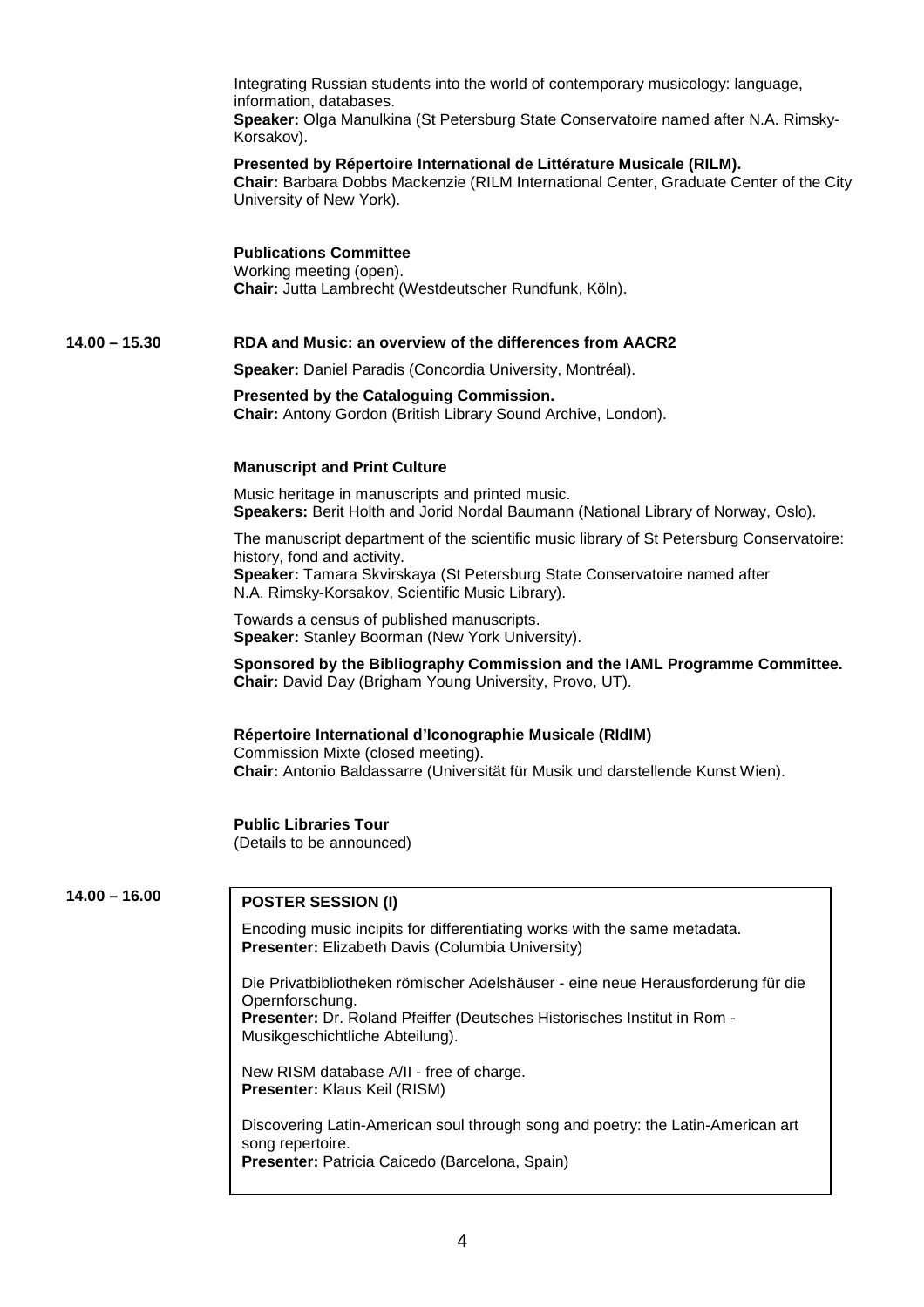Integrating Russian students into the world of contemporary musicology: language, information, databases.
**Speaker:** Olga Manulkina (St Petersburg State Conservatoire named after N.A. Rimsky-Korsakov).

**Presented by Répertoire International de Littérature Musicale (RILM).**
**Chair:** Barbara Dobbs Mackenzie (RILM International Center, Graduate Center of the City University of New York).

**Publications Committee**
Working meeting (open).
**Chair:** Jutta Lambrecht (Westdeutscher Rundfunk, Köln).

**14.00 – 15.30** **RDA and Music: an overview of the differences from AACR2**

**Speaker:** Daniel Paradis (Concordia University, Montréal).

**Presented by the Cataloguing Commission.**
**Chair:** Antony Gordon (British Library Sound Archive, London).

**Manuscript and Print Culture**

Music heritage in manuscripts and printed music.
**Speakers:** Berit Holth and Jorid Nordal Baumann (National Library of Norway, Oslo).

The manuscript department of the scientific music library of St Petersburg Conservatoire: history, fond and activity.
**Speaker:** Tamara Skvirskaya (St Petersburg State Conservatoire named after N.A. Rimsky-Korsakov, Scientific Music Library).

Towards a census of published manuscripts.
**Speaker:** Stanley Boorman (New York University).

**Sponsored by the Bibliography Commission and the IAML Programme Committee.**
**Chair:** David Day (Brigham Young University, Provo, UT).

**Répertoire International d'Iconographie Musicale (RIdIM)**
Commission Mixte (closed meeting).
**Chair:** Antonio Baldassarre (Universität für Musik und darstellende Kunst Wien).

**Public Libraries Tour**
(Details to be announced)

**14.00 – 16.00** **POSTER SESSION (I)**

Encoding music incipits for differentiating works with the same metadata.
**Presenter:** Elizabeth Davis (Columbia University)

Die Privatbibliotheken römischer Adelshäuser - eine neue Herausforderung für die Opernforschung.
**Presenter:** Dr. Roland Pfeiffer (Deutsches Historisches Institut in Rom - Musikgeschichtliche Abteilung).

New RISM database A/II - free of charge.
**Presenter:** Klaus Keil (RISM)

Discovering Latin-American soul through song and poetry: the Latin-American art song repertoire.
**Presenter:** Patricia Caicedo (Barcelona, Spain)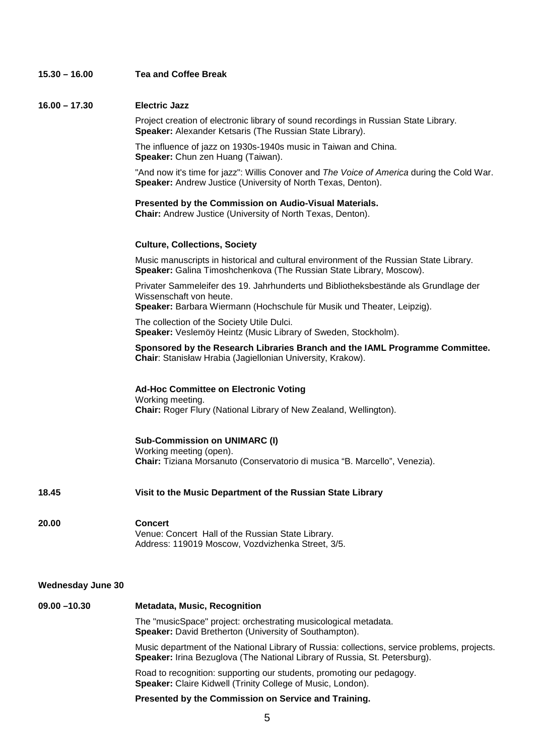**15.30 – 16.00** **Tea and Coffee Break**

**16.00 – 17.30** **Electric Jazz**

Project creation of electronic library of sound recordings in Russian State Library.
**Speaker:** Alexander Ketsaris (The Russian State Library).

The influence of jazz on 1930s-1940s music in Taiwan and China.
**Speaker:** Chun zen Huang (Taiwan).

"And now it's time for jazz": Willis Conover and *The Voice of America* during the Cold War.
**Speaker:** Andrew Justice (University of North Texas, Denton).

**Presented by the Commission on Audio-Visual Materials.**
**Chair:** Andrew Justice (University of North Texas, Denton).

**Culture, Collections, Society**

Music manuscripts in historical and cultural environment of the Russian State Library.
**Speaker:** Galina Timoshchenkova (The Russian State Library, Moscow).

Privater Sammeleifer des 19. Jahrhunderts und Bibliotheksbestände als Grundlage der Wissenschaft von heute.
**Speaker:** Barbara Wiermann (Hochschule für Musik und Theater, Leipzig).

The collection of the Society Utile Dulci.
**Speaker:** Veslemöy Heintz (Music Library of Sweden, Stockholm).

**Sponsored by the Research Libraries Branch and the IAML Programme Committee.**
**Chair**: Stanisław Hrabia (Jagiellonian University, Krakow).

**Ad-Hoc Committee on Electronic Voting**
Working meeting.
**Chair:** Roger Flury (National Library of New Zealand, Wellington).

**Sub-Commission on UNIMARC (I)**
Working meeting (open).
**Chair:** Tiziana Morsanuto (Conservatorio di musica "B. Marcello", Venezia).

**18.45** **Visit to the Music Department of the Russian State Library**

**20.00** **Concert**
Venue: Concert Hall of the Russian State Library.
Address: 119019 Moscow, Vozdvizhenka Street, 3/5.

**Wednesday June 30**

**09.00 –10.30** **Metadata, Music, Recognition**

The "musicSpace" project: orchestrating musicological metadata.
**Speaker:** David Bretherton (University of Southampton).

Music department of the National Library of Russia: collections, service problems, projects.
**Speaker:** Irina Bezuglova (The National Library of Russia, St. Petersburg).

Road to recognition: supporting our students, promoting our pedagogy.
**Speaker:** Claire Kidwell (Trinity College of Music, London).

**Presented by the Commission on Service and Training.**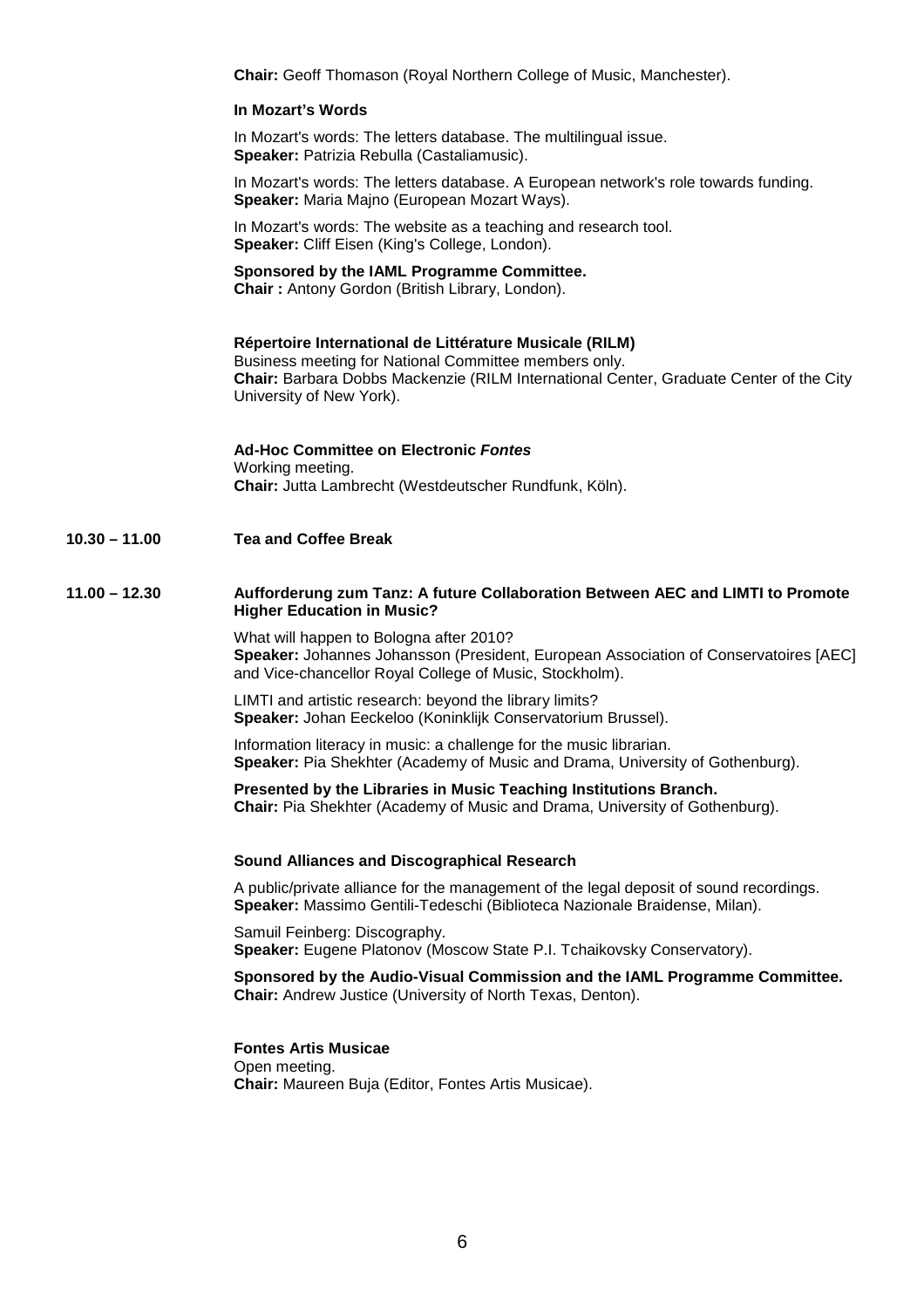**Chair:** Geoff Thomason (Royal Northern College of Music, Manchester).

**In Mozart's Words**

In Mozart's words: The letters database. The multilingual issue.
**Speaker:** Patrizia Rebulla (Castaliamusic).

In Mozart's words: The letters database. A European network's role towards funding.
**Speaker:** Maria Majno (European Mozart Ways).

In Mozart's words: The website as a teaching and research tool.
**Speaker:** Cliff Eisen (King's College, London).

**Sponsored by the IAML Programme Committee.**
**Chair :** Antony Gordon (British Library, London).

**Répertoire International de Littérature Musicale (RILM)**
Business meeting for National Committee members only.
**Chair:** Barbara Dobbs Mackenzie (RILM International Center, Graduate Center of the City University of New York).

**Ad-Hoc Committee on Electronic *Fontes***
Working meeting.
**Chair:** Jutta Lambrecht (Westdeutscher Rundfunk, Köln).

**10.30 – 11.00 Tea and Coffee Break**

**11.00 – 12.30 Aufforderung zum Tanz: A future Collaboration Between AEC and LIMTI to Promote Higher Education in Music?**

What will happen to Bologna after 2010?
**Speaker:** Johannes Johansson (President, European Association of Conservatoires [AEC] and Vice-chancellor Royal College of Music, Stockholm).

LIMTI and artistic research: beyond the library limits?
**Speaker:** Johan Eeckeloo (Koninklijk Conservatorium Brussel).

Information literacy in music: a challenge for the music librarian.
**Speaker:** Pia Shekhter (Academy of Music and Drama, University of Gothenburg).

**Presented by the Libraries in Music Teaching Institutions Branch.**
**Chair:** Pia Shekhter (Academy of Music and Drama, University of Gothenburg).

**Sound Alliances and Discographical Research**

A public/private alliance for the management of the legal deposit of sound recordings.
**Speaker:** Massimo Gentili-Tedeschi (Biblioteca Nazionale Braidense, Milan).

Samuil Feinberg: Discography.
**Speaker:** Eugene Platonov (Moscow State P.I. Tchaikovsky Conservatory).

**Sponsored by the Audio-Visual Commission and the IAML Programme Committee.**
**Chair:** Andrew Justice (University of North Texas, Denton).

**Fontes Artis Musicae**
Open meeting.
**Chair:** Maureen Buja (Editor, Fontes Artis Musicae).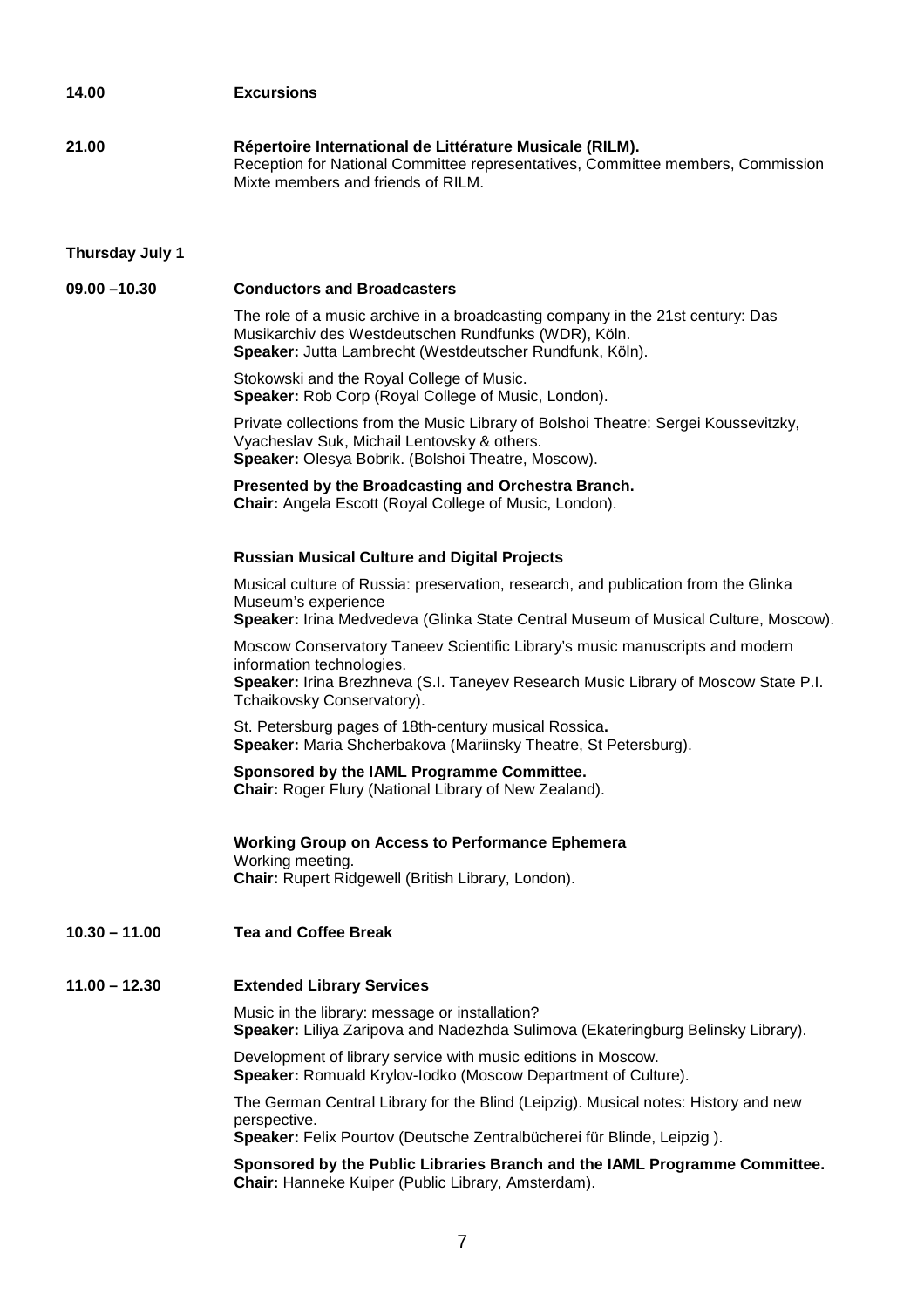**14.00** **Excursions**

**21.00** **Répertoire International de Littérature Musicale (RILM).**
Reception for National Committee representatives, Committee members, Commission Mixte members and friends of RILM.

### Thursday July 1

**09.00 –10.30** **Conductors and Broadcasters**

The role of a music archive in a broadcasting company in the 21st century: Das Musikarchiv des Westdeutschen Rundfunks (WDR), Köln.
**Speaker:** Jutta Lambrecht (Westdeutscher Rundfunk, Köln).

Stokowski and the Royal College of Music.
**Speaker:** Rob Corp (Royal College of Music, London).

Private collections from the Music Library of Bolshoi Theatre: Sergei Koussevitzky, Vyacheslav Suk, Michail Lentovsky & others.
**Speaker:** Olesya Bobrik. (Bolshoi Theatre, Moscow).

**Presented by the Broadcasting and Orchestra Branch.**
**Chair:** Angela Escott (Royal College of Music, London).

**Russian Musical Culture and Digital Projects**

Musical culture of Russia: preservation, research, and publication from the Glinka Museum's experience
**Speaker:** Irina Medvedeva (Glinka State Central Museum of Musical Culture, Moscow).

Moscow Conservatory Taneev Scientific Library's music manuscripts and modern information technologies.
**Speaker:** Irina Brezhneva (S.I. Taneyev Research Music Library of Moscow State P.I. Tchaikovsky Conservatory).

St. Petersburg pages of 18th-century musical Rossica**.**
**Speaker:** Maria Shcherbakova (Mariinsky Theatre, St Petersburg).

**Sponsored by the IAML Programme Committee.**
**Chair:** Roger Flury (National Library of New Zealand).

**Working Group on Access to Performance Ephemera**
Working meeting.
**Chair:** Rupert Ridgewell (British Library, London).

**10.30 – 11.00** **Tea and Coffee Break**

**11.00 – 12.30** **Extended Library Services**

Music in the library: message or installation?
**Speaker:** Liliya Zaripova and Nadezhda Sulimova (Ekateringburg Belinsky Library).

Development of library service with music editions in Moscow.
**Speaker:** Romuald Krylov-Iodko (Moscow Department of Culture).

The German Central Library for the Blind (Leipzig). Musical notes: History and new perspective.
**Speaker:** Felix Pourtov (Deutsche Zentralbücherei für Blinde, Leipzig ).

**Sponsored by the Public Libraries Branch and the IAML Programme Committee.**
**Chair:** Hanneke Kuiper (Public Library, Amsterdam).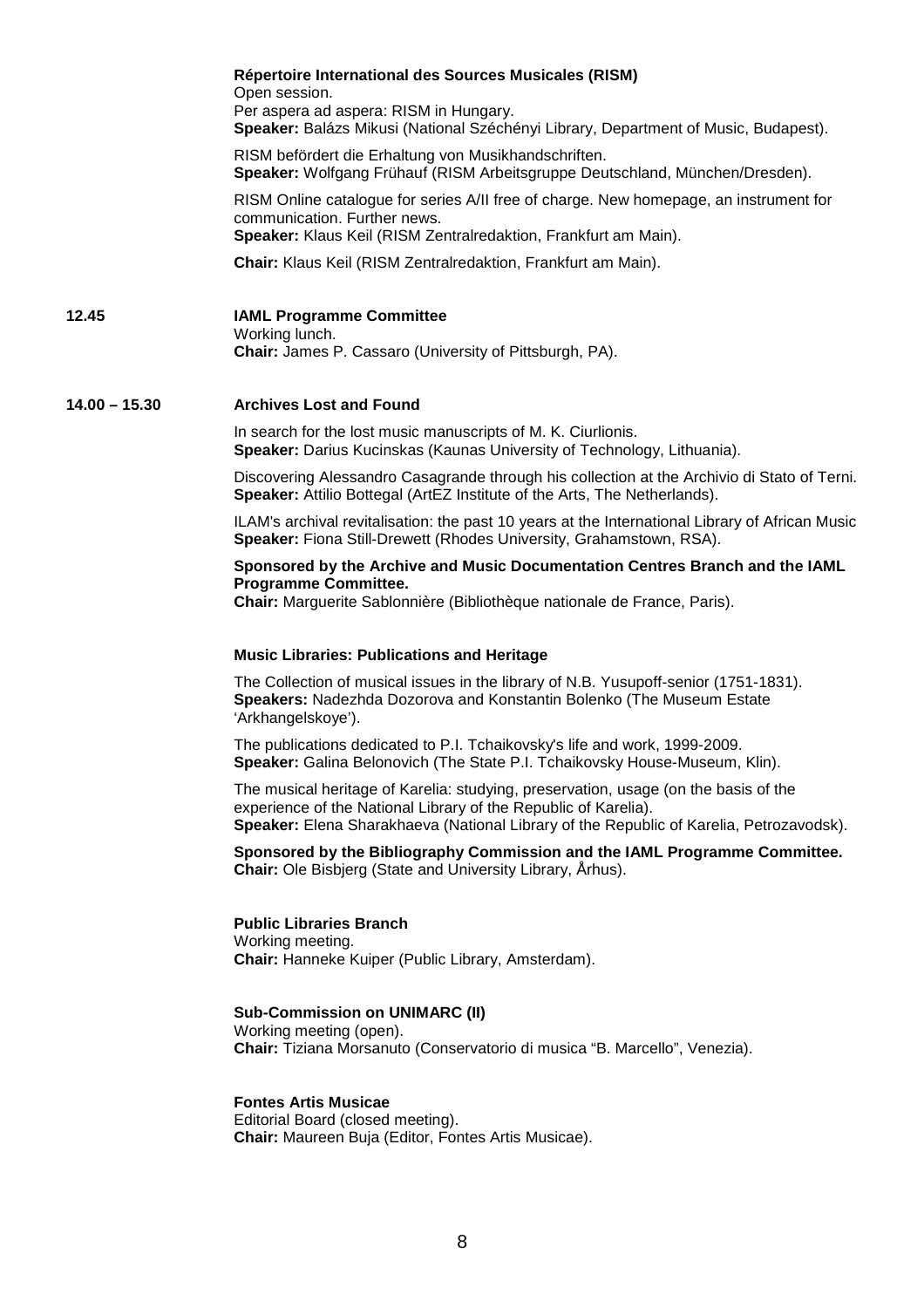**Répertoire International des Sources Musicales (RISM)**
Open session.
Per aspera ad aspera: RISM in Hungary.
**Speaker:** Balázs Mikusi (National Széchényi Library, Department of Music, Budapest).

RISM befördert die Erhaltung von Musikhandschriften.
**Speaker:** Wolfgang Frühauf (RISM Arbeitsgruppe Deutschland, München/Dresden).

RISM Online catalogue for series A/II free of charge. New homepage, an instrument for communication. Further news.
**Speaker:** Klaus Keil (RISM Zentralredaktion, Frankfurt am Main).

**Chair:** Klaus Keil (RISM Zentralredaktion, Frankfurt am Main).

**12.45** **IAML Programme Committee**
Working lunch.
**Chair:** James P. Cassaro (University of Pittsburgh, PA).

**14.00 – 15.30** **Archives Lost and Found**

In search for the lost music manuscripts of M. K. Ciurlionis.
**Speaker:** Darius Kucinskas (Kaunas University of Technology, Lithuania).

Discovering Alessandro Casagrande through his collection at the Archivio di Stato of Terni.
**Speaker:** Attilio Bottegal (ArtEZ Institute of the Arts, The Netherlands).

ILAM's archival revitalisation: the past 10 years at the International Library of African Music
**Speaker:** Fiona Still-Drewett (Rhodes University, Grahamstown, RSA).

**Sponsored by the Archive and Music Documentation Centres Branch and the IAML Programme Committee.**
**Chair:** Marguerite Sablonnière (Bibliothèque nationale de France, Paris).

**Music Libraries: Publications and Heritage**

The Collection of musical issues in the library of N.B. Yusupoff-senior (1751-1831).
**Speakers:** Nadezhda Dozorova and Konstantin Bolenko (The Museum Estate 'Arkhangelskoye').

The publications dedicated to P.I. Tchaikovsky's life and work, 1999-2009.
**Speaker:** Galina Belonovich (The State P.I. Tchaikovsky House-Museum, Klin).

The musical heritage of Karelia: studying, preservation, usage (on the basis of the experience of the National Library of the Republic of Karelia).
**Speaker:** Elena Sharakhaeva (National Library of the Republic of Karelia, Petrozavodsk).

**Sponsored by the Bibliography Commission and the IAML Programme Committee.**
**Chair:** Ole Bisbjerg (State and University Library, Århus).

**Public Libraries Branch**
Working meeting.
**Chair:** Hanneke Kuiper (Public Library, Amsterdam).

**Sub-Commission on UNIMARC (II)**
Working meeting (open).
**Chair:** Tiziana Morsanuto (Conservatorio di musica "B. Marcello", Venezia).

**Fontes Artis Musicae**
Editorial Board (closed meeting).
**Chair:** Maureen Buja (Editor, Fontes Artis Musicae).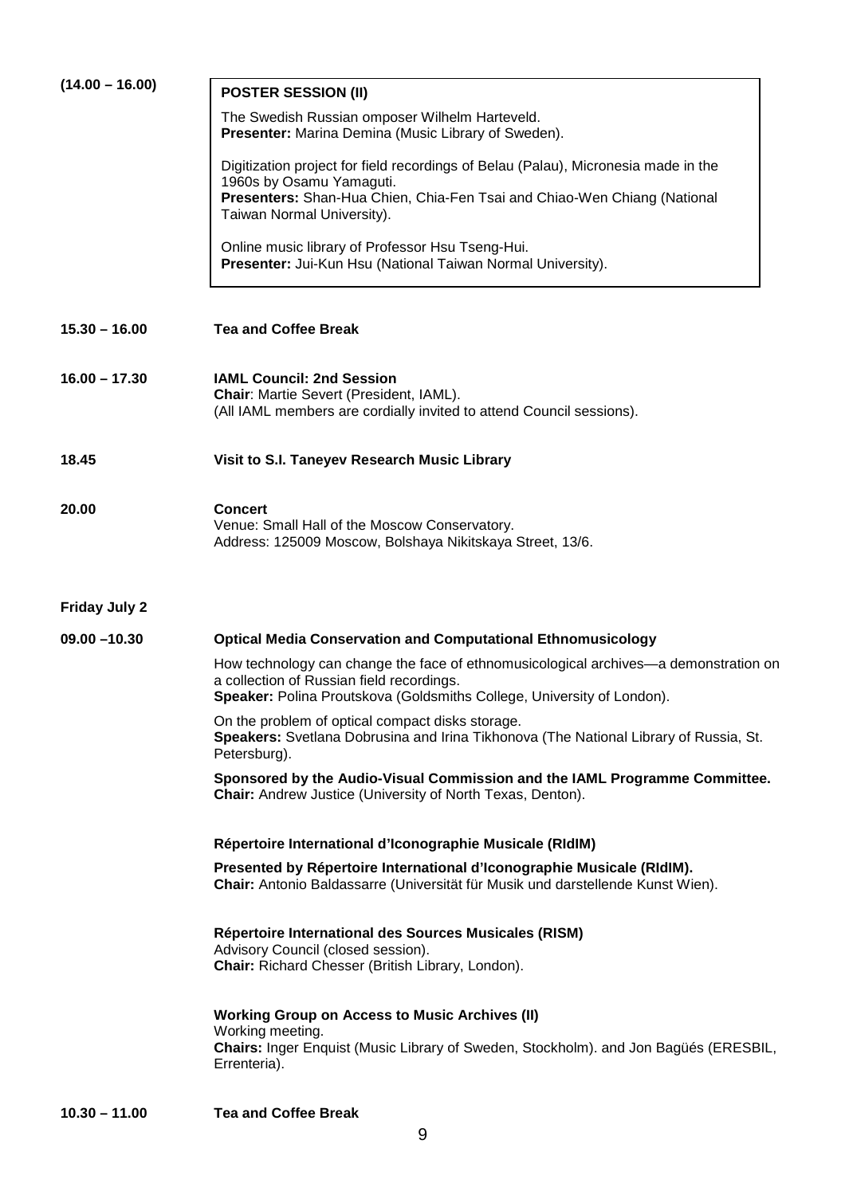**(14.00 – 16.00)**

**POSTER SESSION (II)**

The Swedish Russian omposer Wilhelm Harteveld.
**Presenter:** Marina Demina (Music Library of Sweden).

Digitization project for field recordings of Belau (Palau), Micronesia made in the 1960s by Osamu Yamaguti.
**Presenters:** Shan-Hua Chien, Chia-Fen Tsai and Chiao-Wen Chiang (National Taiwan Normal University).

Online music library of Professor Hsu Tseng-Hui.
**Presenter:** Jui-Kun Hsu (National Taiwan Normal University).

**15.30 – 16.00** **Tea and Coffee Break**

**16.00 – 17.30** **IAML Council: 2nd Session**
**Chair**: Martie Severt (President, IAML).
(All IAML members are cordially invited to attend Council sessions).

**18.45** **Visit to S.I. Taneyev Research Music Library**

**20.00** **Concert**
Venue: Small Hall of the Moscow Conservatory.
Address: 125009 Moscow, Bolshaya Nikitskaya Street, 13/6.

## Friday July 2

**09.00 –10.30** **Optical Media Conservation and Computational Ethnomusicology**

How technology can change the face of ethnomusicological archives—a demonstration on a collection of Russian field recordings.
**Speaker:** Polina Proutskova (Goldsmiths College, University of London).

On the problem of optical compact disks storage.
**Speakers:** Svetlana Dobrusina and Irina Tikhonova (The National Library of Russia, St. Petersburg).

**Sponsored by the Audio-Visual Commission and the IAML Programme Committee.**
**Chair:** Andrew Justice (University of North Texas, Denton).

**Répertoire International d'Iconographie Musicale (RIdIM)**

**Presented by Répertoire International d'Iconographie Musicale (RIdIM).**
**Chair:** Antonio Baldassarre (Universität für Musik und darstellende Kunst Wien).

**Répertoire International des Sources Musicales (RISM)**
Advisory Council (closed session).
**Chair:** Richard Chesser (British Library, London).

**Working Group on Access to Music Archives (II)**
Working meeting.
**Chairs:** Inger Enquist (Music Library of Sweden, Stockholm). and Jon Bagüés (ERESBIL, Errenteria).

**10.30 – 11.00** **Tea and Coffee Break**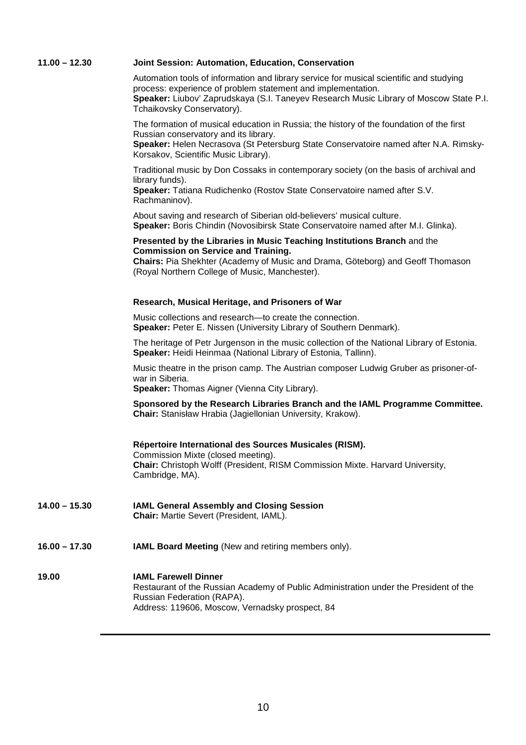**11.00 – 12.30** **Joint Session: Automation, Education, Conservation**

Automation tools of information and library service for musical scientific and studying process: experience of problem statement and implementation.
**Speaker:** Liubov' Zaprudskaya (S.I. Taneyev Research Music Library of Moscow State P.I. Tchaikovsky Conservatory).

The formation of musical education in Russia; the history of the foundation of the first Russian conservatory and its library.
**Speaker:** Helen Necrasova (St Petersburg State Conservatoire named after N.A. Rimsky-Korsakov, Scientific Music Library).

Traditional music by Don Cossaks in contemporary society (on the basis of archival and library funds).
**Speaker:** Tatiana Rudichenko (Rostov State Conservatoire named after S.V. Rachmaninov).

About saving and research of Siberian old-believers' musical culture.
**Speaker:** Boris Chindin (Novosibirsk State Conservatoire named after M.I. Glinka).

**Presented by the Libraries in Music Teaching Institutions Branch** and the **Commission on Service and Training.**
**Chairs:** Pia Shekhter (Academy of Music and Drama, Göteborg) and Geoff Thomason (Royal Northern College of Music, Manchester).

**Research, Musical Heritage, and Prisoners of War**

Music collections and research—to create the connection.
**Speaker:** Peter E. Nissen (University Library of Southern Denmark).

The heritage of Petr Jurgenson in the music collection of the National Library of Estonia.
**Speaker:** Heidi Heinmaa (National Library of Estonia, Tallinn).

Music theatre in the prison camp. The Austrian composer Ludwig Gruber as prisoner-of-war in Siberia.
**Speaker:** Thomas Aigner (Vienna City Library).

**Sponsored by the Research Libraries Branch and the IAML Programme Committee.**
**Chair:** Stanisław Hrabia (Jagiellonian University, Krakow).

**Répertoire International des Sources Musicales (RISM).**
Commission Mixte (closed meeting).
**Chair:** Christoph Wolff (President, RISM Commission Mixte. Harvard University, Cambridge, MA).

**14.00 – 15.30** **IAML General Assembly and Closing Session**
**Chair:** Martie Severt (President, IAML).

**16.00 – 17.30** **IAML Board Meeting** (New and retiring members only).

**19.00** **IAML Farewell Dinner**
Restaurant of the Russian Academy of Public Administration under the President of the Russian Federation (RAPA).
Address: 119606, Moscow, Vernadsky prospect, 84